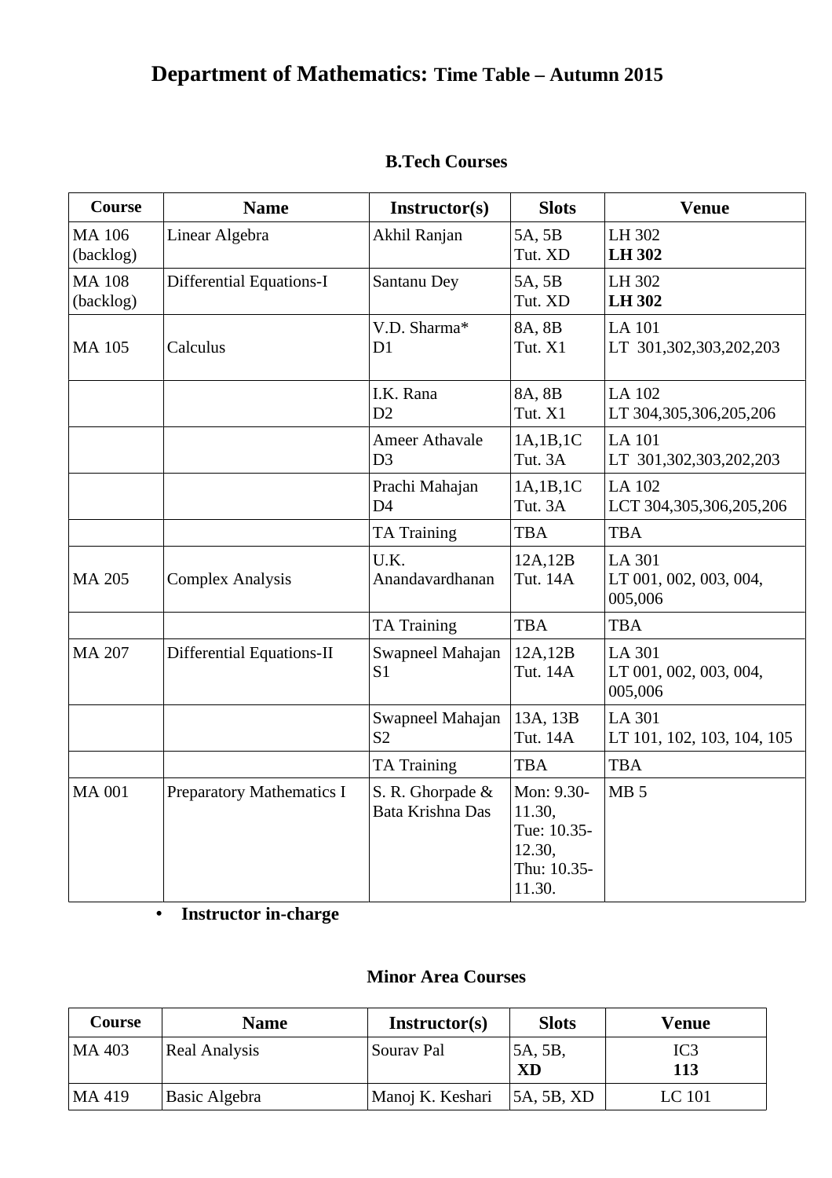# **Department of Mathematics:** Time Table – Autumn 2015

### B.Tech Courses

| Course | Name | Instructor(s) | Slots | Venue |
|---|---|---|---|---|
| MA 106 (backlog) | Linear Algebra | Akhil Ranjan | 5A, 5B<br>Tut. XD | LH 302<br>**LH 302** |
| MA 108 (backlog) | Differential Equations-I | Santanu Dey | 5A, 5B<br>Tut. XD | LH 302<br>**LH 302** |
| MA 105 | Calculus | V.D. Sharma*<br>D1 | 8A, 8B<br>Tut. X1 | LA 101<br>LT 301,302,303,202,203 |
| | | I.K. Rana<br>D2 | 8A, 8B<br>Tut. X1 | LA 102<br>LT 304,305,306,205,206 |
| | | Ameer Athavale<br>D3 | 1A,1B,1C<br>Tut. 3A | LA 101<br>LT 301,302,303,202,203 |
| | | Prachi Mahajan<br>D4 | 1A,1B,1C<br>Tut. 3A | LA 102<br>LCT 304,305,306,205,206 |
| | | TA Training | TBA | TBA |
| MA 205 | Complex Analysis | U.K. Anandavardhanan | 12A,12B<br>Tut. 14A | LA 301<br>LT 001, 002, 003, 004, 005,006 |
| | | TA Training | TBA | TBA |
| MA 207 | Differential Equations-II | Swapneel Mahajan<br>S1 | 12A,12B<br>Tut. 14A | LA 301<br>LT 001, 002, 003, 004, 005,006 |
| | | Swapneel Mahajan<br>S2 | 13A, 13B<br>Tut. 14A | LA 301<br>LT 101, 102, 103, 104, 105 |
| | | TA Training | TBA | TBA |
| MA 001 | Preparatory Mathematics I | S. R. Ghorpade & Bata Krishna Das | Mon: 9.30-11.30,<br>Tue: 10.35-12.30,<br>Thu: 10.35-11.30. | MB 5 |

- **Instructor in-charge**

### Minor Area Courses

| Course | Name | Instructor(s) | Slots | Venue |
|---|---|---|---|---|
| MA 403 | Real Analysis | Sourav Pal | 5A, 5B,<br>**XD** | IC3<br>**113** |
| MA 419 | Basic Algebra | Manoj K. Keshari | 5A, 5B, XD | LC 101 |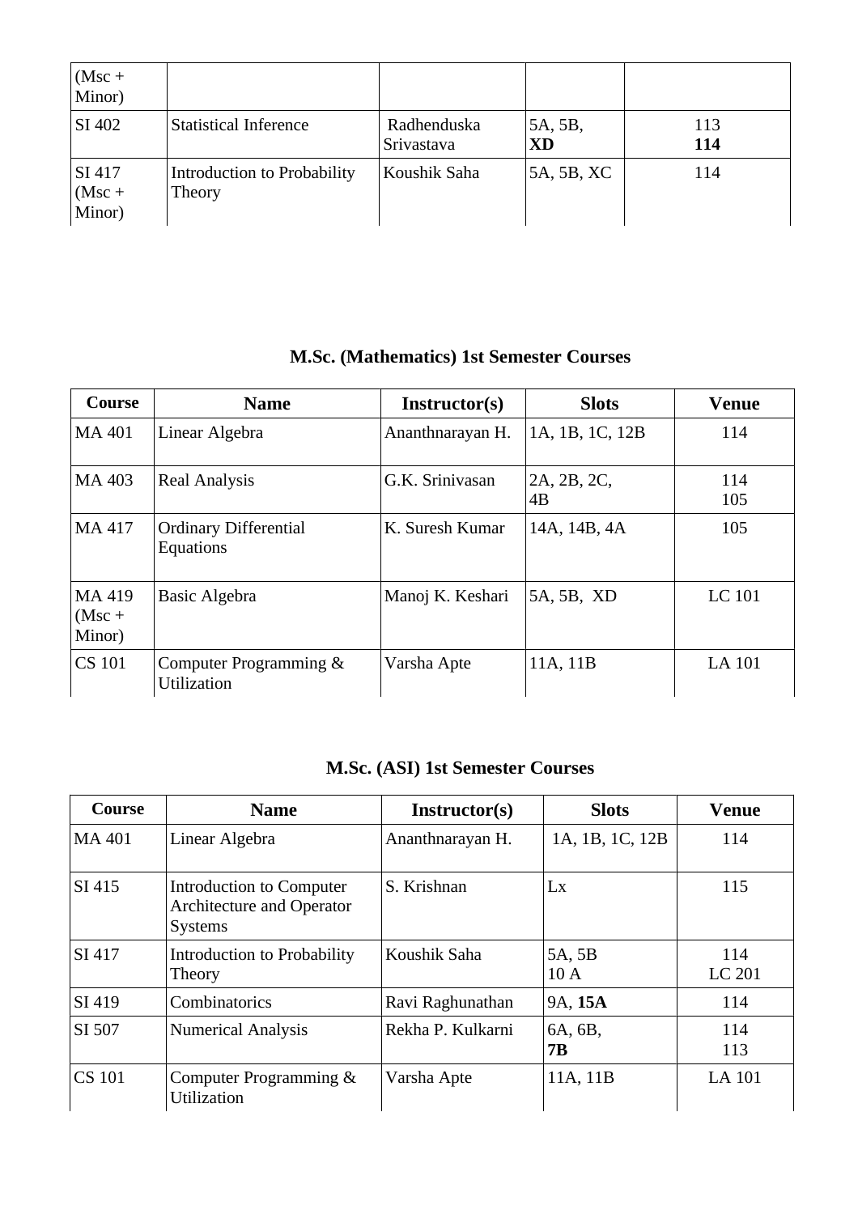| (Msc + Minor) | | | | |
|---|---|---|---|---|
| SI 402 | Statistical Inference | Radhenduska Srivastava | 5A, 5B, **XD** | 113 **114** |
| SI 417 (Msc + Minor) | Introduction to Probability Theory | Koushik Saha | 5A, 5B, XC | 114 |

## M.Sc. (Mathematics) 1st Semester Courses

| Course | Name | Instructor(s) | Slots | Venue |
|---|---|---|---|---|
| MA 401 | Linear Algebra | Ananthnarayan H. | 1A, 1B, 1C, 12B | 114 |
| MA 403 | Real Analysis | G.K. Srinivasan | 2A, 2B, 2C, 4B | 114 105 |
| MA 417 | Ordinary Differential Equations | K. Suresh Kumar | 14A, 14B, 4A | 105 |
| MA 419 (Msc + Minor) | Basic Algebra | Manoj K. Keshari | 5A, 5B, XD | LC 101 |
| CS 101 | Computer Programming & Utilization | Varsha Apte | 11A, 11B | LA 101 |

## M.Sc. (ASI) 1st Semester Courses

| Course | Name | Instructor(s) | Slots | Venue |
|---|---|---|---|---|
| MA 401 | Linear Algebra | Ananthnarayan H. | 1A, 1B, 1C, 12B | 114 |
| SI 415 | Introduction to Computer Architecture and Operator Systems | S. Krishnan | Lx | 115 |
| SI 417 | Introduction to Probability Theory | Koushik Saha | 5A, 5B 10 A | 114 LC 201 |
| SI 419 | Combinatorics | Ravi Raghunathan | 9A, **15A** | 114 |
| SI 507 | Numerical Analysis | Rekha P. Kulkarni | 6A, 6B, **7B** | 114 113 |
| CS 101 | Computer Programming & Utilization | Varsha Apte | 11A, 11B | LA 101 |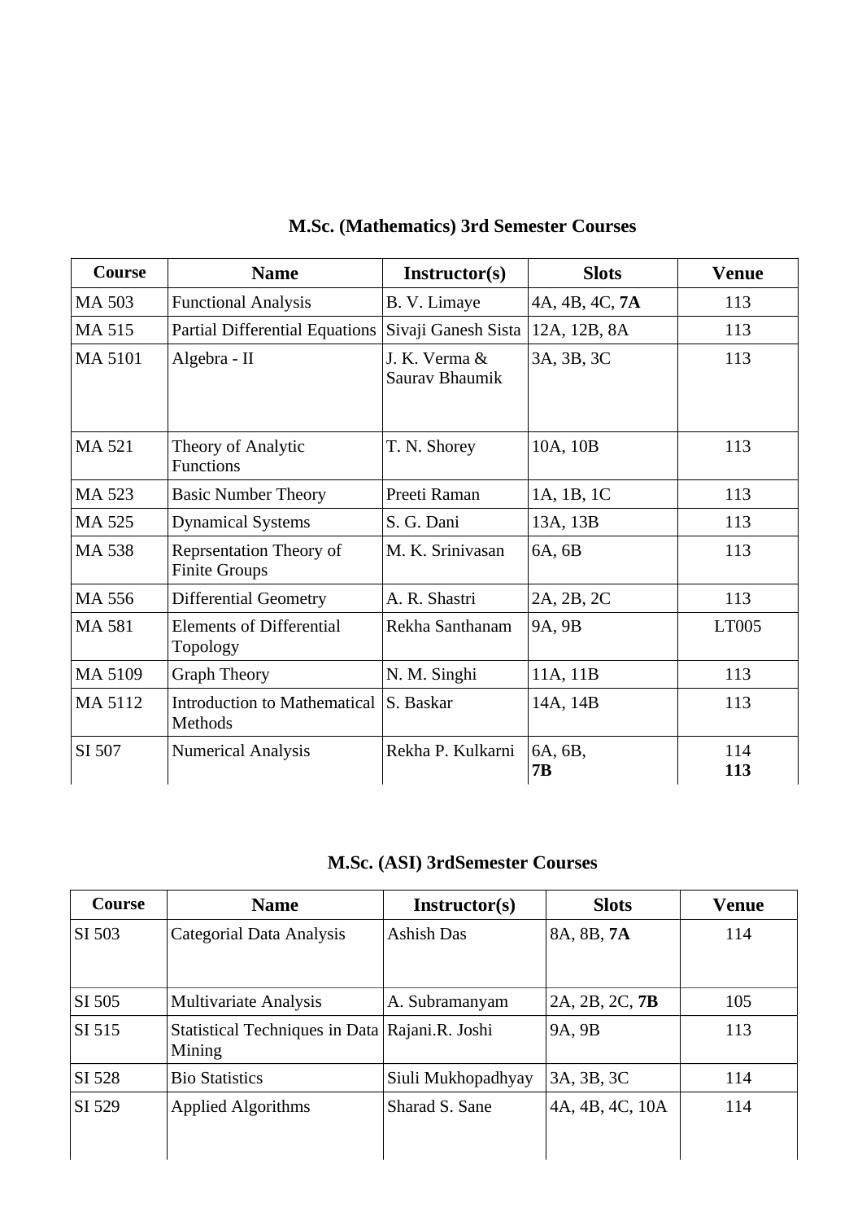### M.Sc. (Mathematics) 3rd Semester Courses

| Course | Name | Instructor(s) | Slots | Venue |
|---|---|---|---|---|
| MA 503 | Functional Analysis | B. V. Limaye | 4A, 4B, 4C, **7A** | 113 |
| MA 515 | Partial Differential Equations | Sivaji Ganesh Sista | 12A, 12B, 8A | 113 |
| MA 5101 | Algebra - II | J. K. Verma & Saurav Bhaumik | 3A, 3B, 3C | 113 |
| MA 521 | Theory of Analytic Functions | T. N. Shorey | 10A, 10B | 113 |
| MA 523 | Basic Number Theory | Preeti Raman | 1A, 1B, 1C | 113 |
| MA 525 | Dynamical Systems | S. G. Dani | 13A, 13B | 113 |
| MA 538 | Reprsentation Theory of Finite Groups | M. K. Srinivasan | 6A, 6B | 113 |
| MA 556 | Differential Geometry | A. R. Shastri | 2A, 2B, 2C | 113 |
| MA 581 | Elements of Differential Topology | Rekha Santhanam | 9A, 9B | LT005 |
| MA 5109 | Graph Theory | N. M. Singhi | 11A, 11B | 113 |
| MA 5112 | Introduction to Mathematical Methods | S. Baskar | 14A, 14B | 113 |
| SI 507 | Numerical Analysis | Rekha P. Kulkarni | 6A, 6B, **7B** | 114 **113** |

### M.Sc. (ASI) 3rdSemester Courses

| Course | Name | Instructor(s) | Slots | Venue |
|---|---|---|---|---|
| SI 503 | Categorial Data Analysis | Ashish Das | 8A, 8B, **7A** | 114 |
| SI 505 | Multivariate Analysis | A. Subramanyam | 2A, 2B, 2C, **7B** | 105 |
| SI 515 | Statistical Techniques in Data Mining | Rajani.R. Joshi | 9A, 9B | 113 |
| SI 528 | Bio Statistics | Siuli Mukhopadhyay | 3A, 3B, 3C | 114 |
| SI 529 | Applied Algorithms | Sharad S. Sane | 4A, 4B, 4C, 10A | 114 |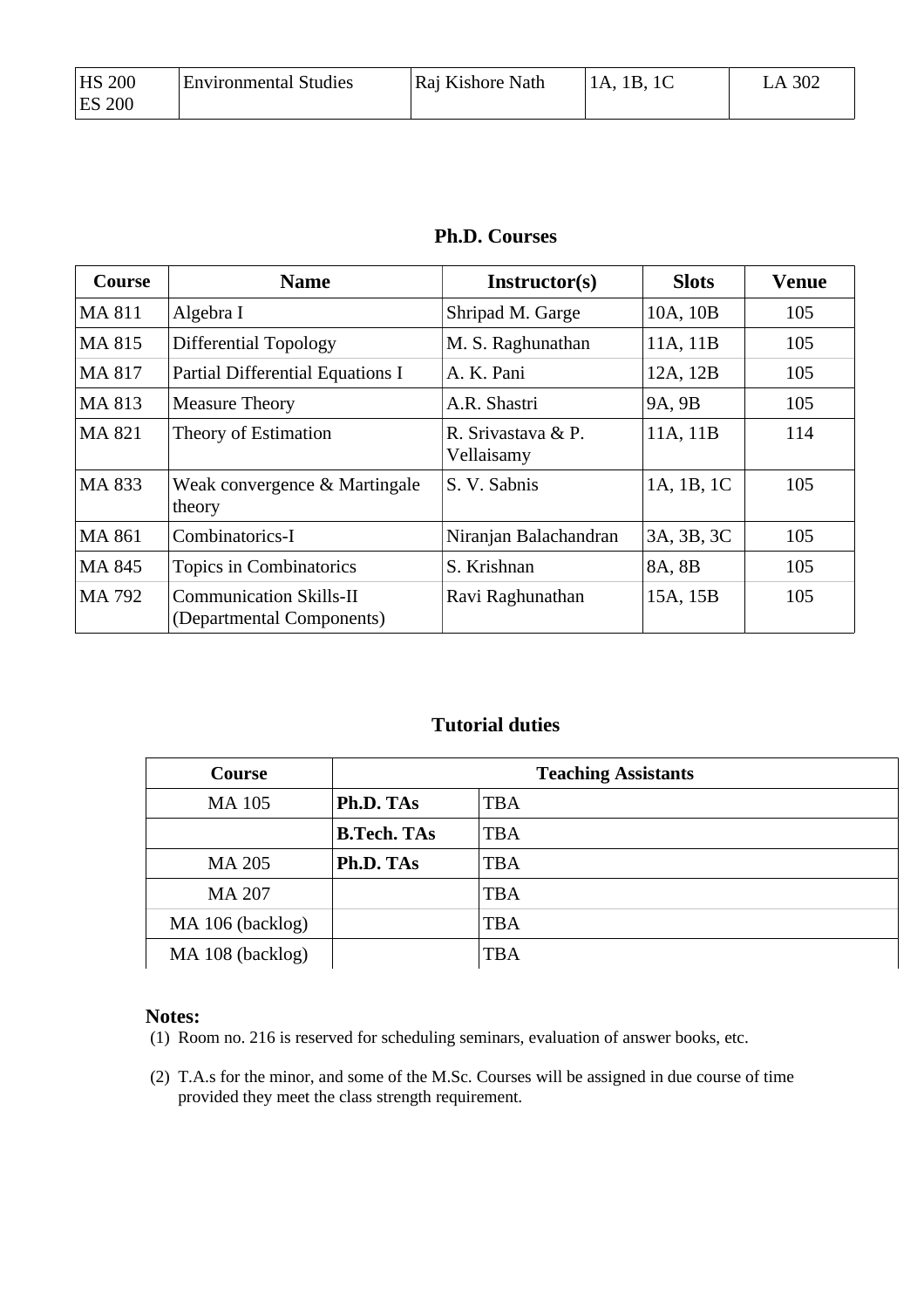| | | | | |
|---|---|---|---|---|
| HS 200 ES 200 | Environmental Studies | Raj Kishore Nath | 1A, 1B, 1C | LA 302 |

## Ph.D. Courses

| Course | Name | Instructor(s) | Slots | Venue |
|---|---|---|---|---|
| MA 811 | Algebra I | Shripad M. Garge | 10A, 10B | 105 |
| MA 815 | Differential Topology | M. S. Raghunathan | 11A, 11B | 105 |
| MA 817 | Partial Differential Equations I | A. K. Pani | 12A, 12B | 105 |
| MA 813 | Measure Theory | A.R. Shastri | 9A, 9B | 105 |
| MA 821 | Theory of Estimation | R. Srivastava & P. Vellaisamy | 11A, 11B | 114 |
| MA 833 | Weak convergence & Martingale theory | S. V. Sabnis | 1A, 1B, 1C | 105 |
| MA 861 | Combinatorics-I | Niranjan Balachandran | 3A, 3B, 3C | 105 |
| MA 845 | Topics in Combinatorics | S. Krishnan | 8A, 8B | 105 |
| MA 792 | Communication Skills-II (Departmental Components) | Ravi Raghunathan | 15A, 15B | 105 |

## Tutorial duties

| Course | Teaching Assistants | |
|---|---|---|
| MA 105 | **Ph.D. TAs** | TBA |
| | **B.Tech. TAs** | TBA |
| MA 205 | **Ph.D. TAs** | TBA |
| MA 207 | | TBA |
| MA 106 (backlog) | | TBA |
| MA 108 (backlog) | | TBA |

**Notes:**

(1) Room no. 216 is reserved for scheduling seminars, evaluation of answer books, etc.

(2) T.A.s for the minor, and some of the M.Sc. Courses will be assigned in due course of time provided they meet the class strength requirement.